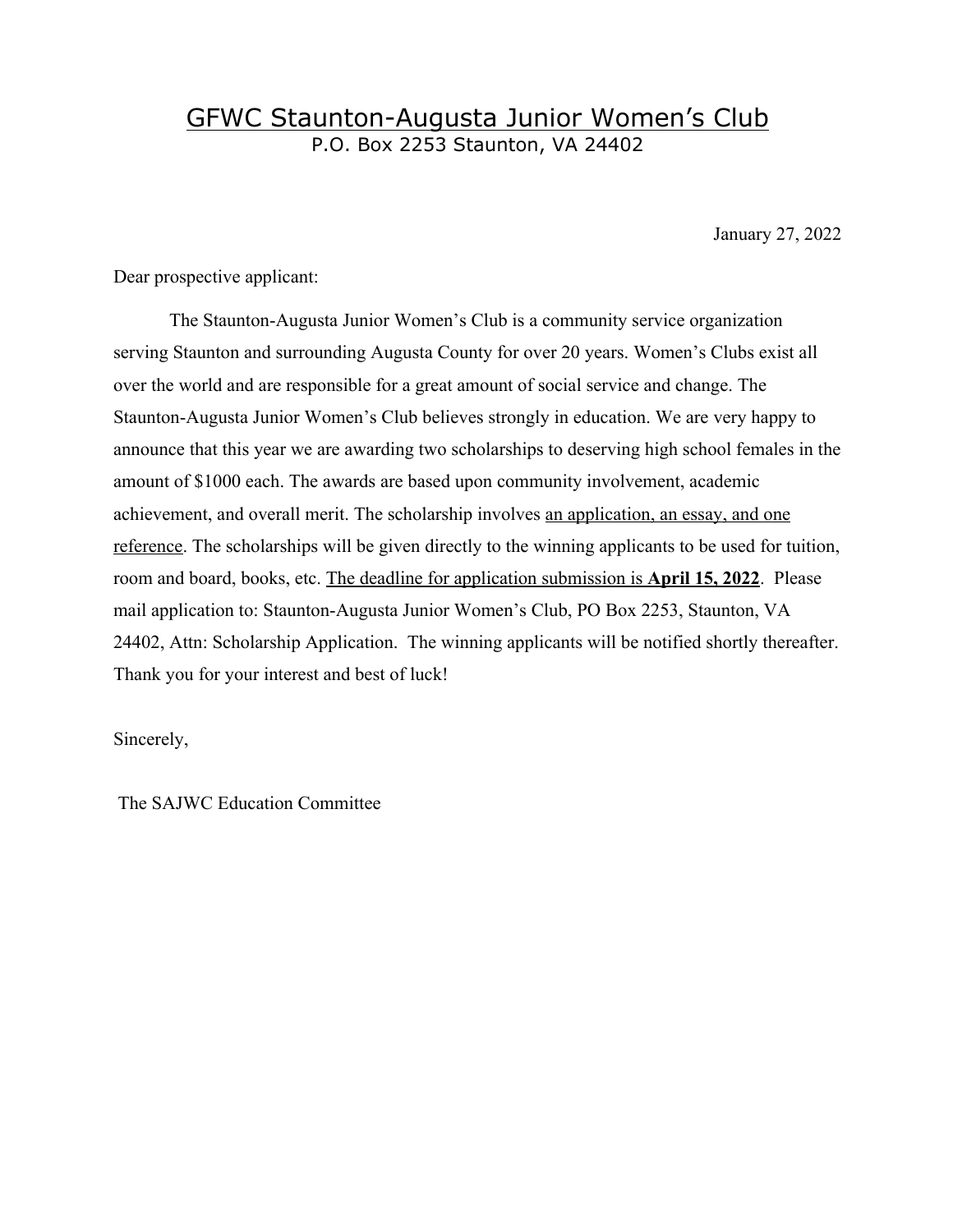# GFWC Staunton-Augusta Junior Women's Club

P.O. Box 2253 Staunton, VA 24402

January 27, 2022

Dear prospective applicant:

The Staunton-Augusta Junior Women's Club is a community service organization serving Staunton and surrounding Augusta County for over 20 years. Women's Clubs exist all over the world and are responsible for a great amount of social service and change. The Staunton-Augusta Junior Women's Club believes strongly in education. We are very happy to announce that this year we are awarding two scholarships to deserving high school females in the amount of $1000 each. The awards are based upon community involvement, academic achievement, and overall merit. The scholarship involves an application, an essay, and one reference. The scholarships will be given directly to the winning applicants to be used for tuition, room and board, books, etc. The deadline for application submission is **April 15, 2022**. Please mail application to: Staunton-Augusta Junior Women's Club, PO Box 2253, Staunton, VA 24402, Attn: Scholarship Application. The winning applicants will be notified shortly thereafter. Thank you for your interest and best of luck!

Sincerely,

The SAJWC Education Committee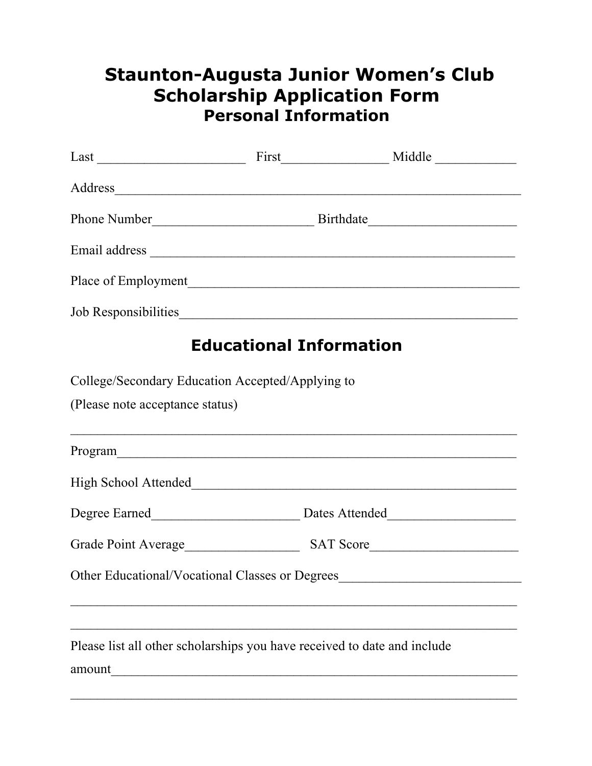# Staunton-Augusta Junior Women's Club Scholarship Application Form

## Personal Information

Last ______________________ First________________ Middle ____________

Address_______________________________________________________________

Phone Number________________________ Birthdate______________________

Email address _________________________________________________________

Place of Employment___________________________________________________

Job Responsibilities___________________________________________________

## Educational Information

College/Secondary Education Accepted/Applying to

(Please note acceptance status)

______________________________________________________________________

Program_______________________________________________________________

High School Attended__________________________________________________

Degree Earned______________________ Dates Attended___________________

Grade Point Average_________________ SAT Score______________________

Other Educational/Vocational Classes or Degrees___________________________

______________________________________________________________________

______________________________________________________________________

Please list all other scholarships you have received to date and include amount________________________________________________________________

______________________________________________________________________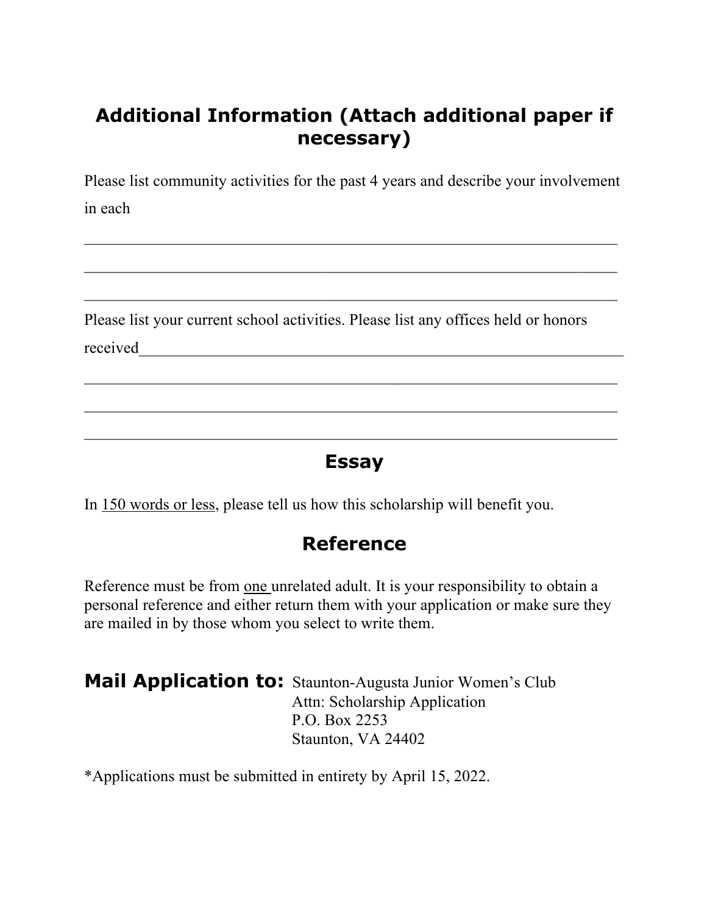## Additional Information (Attach additional paper if necessary)

Please list community activities for the past 4 years and describe your involvement in each

_________________________________________________________________

_________________________________________________________________

_________________________________________________________________

Please list your current school activities. Please list any offices held or honors received_________________________________________________________

_________________________________________________________________

_________________________________________________________________

_________________________________________________________________

## Essay

In 150 words or less, please tell us how this scholarship will benefit you.

## Reference

Reference must be from one unrelated adult. It is your responsibility to obtain a personal reference and either return them with your application or make sure they are mailed in by those whom you select to write them.

**Mail Application to:** Staunton-Augusta Junior Women's Club
Attn: Scholarship Application
P.O. Box 2253
Staunton, VA 24402

*Applications must be submitted in entirety by April 15, 2022.